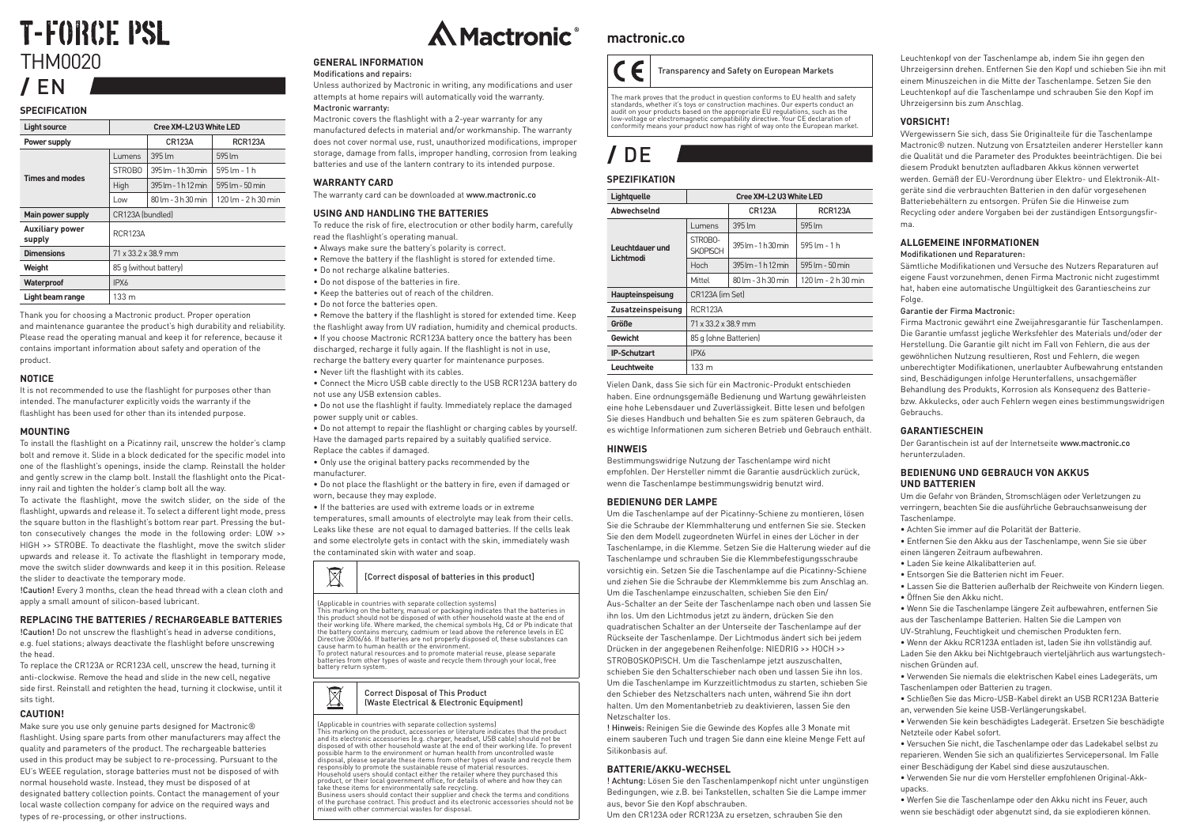# T-FORCE PSL

THM0020

# / EN

## SPECIFICATION

| Light source | Cree XM-L2 U3 White LED | | |
|---|---|---|---|
| Power supply | | CR123A | RCR123A |
| Times and modes | Lumens | 395 lm | 595 lm |
| | STROBO | 395 lm - 1 h 30 min | 595 lm - 1 h |
| | High | 395 lm - 1 h 12 min | 595 lm - 50 min |
| | Low | 80 lm - 3 h 30 min | 120 lm - 2 h 30 min |
| Main power supply | CR123A (bundled) | | |
| Auxiliary power supply | RCR123A | | |
| Dimensions | 71 x 33.2 x 38.9 mm | | |
| Weight | 85 g (without battery) | | |
| Waterproof | IPX6 | | |
| Light beam range | 133 m | | |

Thank you for choosing a Mactronic product. Proper operation and maintenance guarantee the product's high durability and reliability. Please read the operating manual and keep it for reference, because it contains important information about safety and operation of the product.

### NOTICE

It is not recommended to use the flashlight for purposes other than intended. The manufacturer explicitly voids the warranty if the flashlight has been used for other than its intended purpose.

### MOUNTING

To install the flashlight on a Picatinny rail, unscrew the holder's clamp bolt and remove it. Slide in a block dedicated for the specific model into one of the flashlight's openings, inside the clamp. Reinstall the holder and gently screw in the clamp bolt. Install the flashlight onto the Picatinny rail and tighten the holder's clamp bolt all the way.

To activate the flashlight, move the switch slider, on the side of the flashlight, upwards and release it. To select a different light mode, press the square button in the flashlight's bottom rear part. Pressing the button consecutively changes the mode in the following order: LOW >> HIGH >> STROBE. To deactivate the flashlight, move the switch slider upwards and release it. To activate the flashlight in temporary mode, move the switch slider downwards and keep it in this position. Release the slider to deactivate the temporary mode.

!Caution! Every 3 months, clean the head thread with a clean cloth and apply a small amount of silicon-based lubricant.

### REPLACING THE BATTERIES / RECHARGEABLE BATTERIES

!Caution! Do not unscrew the flashlight's head in adverse conditions, e.g. fuel stations; always deactivate the flashlight before unscrewing the head.

To replace the CR123A or RCR123A cell, unscrew the head, turning it anti-clockwise. Remove the head and slide in the new cell, negative side first. Reinstall and retighten the head, turning it clockwise, until it sits tight.

### CAUTION!

Make sure you use only genuine parts designed for Mactronic® flashlight. Using spare parts from other manufacturers may affect the quality and parameters of the product. The rechargeable batteries used in this product may be subject to re-processing. Pursuant to the EU's WEEE regulation, storage batteries must not be disposed of with normal household waste. Instead, they must be disposed of at designated battery collection points. Contact the management of your local waste collection company for advice on the required ways and types of re-processing, or other instructions.

### GENERAL INFORMATION

**Modifications and repairs:**

Unless authorized by Mactronic in writing, any modifications and user attempts at home repairs will automatically void the warranty.

**Mactronic warranty:**

Mactronic covers the flashlight with a 2-year warranty for any manufactured defects in material and/or workmanship. The warranty does not cover normal use, rust, unauthorized modifications, improper storage, damage from falls, improper handling, corrosion from leaking batteries and use of the lantern contrary to its intended purpose.

### WARRANTY CARD

The warranty card can be downloaded at www.mactronic.co

### USING AND HANDLING THE BATTERIES

To reduce the risk of fire, electrocution or other bodily harm, carefully read the flashlight's operating manual.

- Always make sure the battery's polarity is correct.
- Remove the battery if the flashlight is stored for extended time.
- Do not recharge alkaline batteries.
- Do not dispose of the batteries in fire.
- Keep the batteries out of reach of the children.
- Do not force the batteries open.
- Remove the battery if the flashlight is stored for extended time. Keep the flashlight away from UV radiation, humidity and chemical products.
- If you choose Mactronic RCR123A battery once the battery has been discharged, recharge it fully again. If the flashlight is not in use, recharge the battery every quarter for maintenance purposes.
- Never lift the flashlight with its cables.
- Connect the Micro USB cable directly to the USB RCR123A battery do not use any USB extension cables.
- Do not use the flashlight if faulty. Immediately replace the damaged power supply unit or cables.
- Do not attempt to repair the flashlight or charging cables by yourself. Have the damaged parts repaired by a suitably qualified service. Replace the cables if damaged.
- Only use the original battery packs recommended by the manufacturer.
- Do not place the flashlight or the battery in fire, even if damaged or worn, because they may explode.
- If the batteries are used with extreme loads or in extreme temperatures, small amounts of electrolyte may leak from their cells. Leaks like these are not equal to damaged batteries. If the cells leak and some electrolyte gets in contact with the skin, immediately wash the contaminated skin with water and soap.

**[Correct disposal of batteries in this product]**

(Applicable in countries with separate collection systems)
This marking on the battery, manual or packaging indicates that the batteries in this product should not be disposed of with other household waste at the end of their working life. Where marked, the chemical symbols Hg, Cd or Pb indicate that the battery contains mercury, cadmium or lead above the reference levels in EC Directive 2006/66. If batteries are not properly disposed of, these substances can cause harm to human health or the environment.
To protect natural resources and to promote material reuse, please separate batteries from other types of waste and recycle them through your local, free battery return system.

**Correct Disposal of This Product (Waste Electrical & Electronic Equipment)**

(Applicable in countries with separate collection systems)
This marking on the product, accessories or literature indicates that the product and its electronic accessories (e.g. charger, headset, USB cable) should not be disposed of with other household waste at the end of their working life. To prevent possible harm to the environment or human health from uncontrolled waste disposal, please separate these items from other types of waste and recycle them responsibly to promote the sustainable reuse of material resources.
Household users should contact either the retailer where they purchased this product, or their local government office, for details of where and how they can take these items for environmentally safe recycling.
Business users should contact their supplier and check the terms and conditions of the purchase contract. This product and its electronic accessories should not be mixed with other commercial wastes for disposal.

**mactronic.co**

CE — Transparency and Safety on European Markets

The mark proves that the product in question conforms to EU health and safety standards, whether it's toys or construction machines. Our experts conduct an audit on your products based on the appropriate EU regulations, such as the low-voltage or electromagnetic compatibility directive. Your CE declaration of conformity means your product now has right of way onto the European market.

# / DE

## SPEZIFIKATION

| Lightquelle | Cree XM-L2 U3 White LED | | |
|---|---|---|---|
| Abwechselnd | | CR123A | RCR123A |
| Leuchtdauer und Lichtmodi | Lumens | 395 lm | 595 lm |
| | STROBO-SKOPISCH | 395 lm - 1 h 30 min | 595 lm - 1 h |
| | Hoch | 395 lm - 1 h 12 min | 595 lm - 50 min |
| | Mittel | 80 lm - 3 h 30 min | 120 lm - 2 h 30 min |
| Haupteinspeisung | CR123A (im Set) | | |
| Zusatzeinspeisung | RCR123A | | |
| Größe | 71 x 33.2 x 38.9 mm | | |
| Gewicht | 85 g (ohne Batterien) | | |
| IP-Schutzart | IPX6 | | |
| Leuchtweite | 133 m | | |

Vielen Dank, dass Sie sich für ein Mactronic-Produkt entschieden haben. Eine ordnungsgemäße Bedienung und Wartung gewährleisten eine hohe Lebensdauer und Zuverlässigkeit. Bitte lesen und befolgen Sie dieses Handbuch und behalten Sie es zum späteren Gebrauch, da es wichtige Informationen zum sicheren Betrieb und Gebrauch enthält.

### HINWEIS

Bestimmungswidrige Nutzung der Taschenlampe wird nicht empfohlen. Der Hersteller nimmt die Garantie ausdrücklich zurück, wenn die Taschenlampe bestimmungswidrig benutzt wird.

### BEDIENUNG DER LAMPE

Um die Taschenlampe auf der Picatinny-Schiene zu montieren, lösen Sie die Schraube der Klemmhalterung und entfernen Sie sie. Stecken Sie den dem Modell zugeordneten Würfel in eines der Löcher in der Taschenlampe, in die Klemme. Setzen Sie die Halterung wieder auf die Taschenlampe und schrauben Sie die Klemmbefestigungsschraube vorsichtig ein. Setzen Sie die Taschenlampe auf die Picatinny-Schiene und ziehen Sie die Schraube der Klemmklemme bis zum Anschlag an. Um die Taschenlampe einzuschalten, schieben Sie den Ein/Aus-Schalter an der Seite der Taschenlampe nach oben und lassen Sie ihn los. Um den Lichtmodus jetzt zu ändern, drücken Sie den quadratischen Schalter an der Unterseite der Taschenlampe auf der Rückseite der Taschenlampe. Der Lichtmodus ändert sich bei jedem Drücken in der angegebenen Reihenfolge: NIEDRIG >> HOCH >> STROBOSKOPISCH. Um die Taschenlampe jetzt auszuschalten, schieben Sie den Schalterschieber nach oben und lassen Sie ihn los. Um die Taschenlampe im Kurzzeitlichtmodus zu starten, schieben Sie den Schieber des Netzschalters nach unten, während Sie ihn dort halten. Um den Momentanbetrieb zu deaktivieren, lassen Sie den Netzschalter los.

! Hinweis: Reinigen Sie die Gewinde des Kopfes alle 3 Monate mit einem sauberen Tuch und tragen Sie dann eine kleine Menge Fett auf Silikonbasis auf.

### BATTERIE/AKKU-WECHSEL

! Achtung: Lösen Sie den Taschenlampenkopf nicht unter ungünstigen Bedingungen, wie z.B. bei Tankstellen, schalten Sie die Lampe immer aus, bevor Sie den Kopf abschrauben.

Um den CR123A oder RCR123A zu ersetzen, schrauben Sie den Leuchtenkopf von der Taschenlampe ab, indem Sie ihn gegen den Uhrzeigersinn drehen. Entfernen Sie den Kopf und schieben Sie ihn mit einem Minuszeichen in die Mitte der Taschenlampe. Setzen Sie den Leuchtenkopf auf die Taschenlampe und schrauben Sie den Kopf im Uhrzeigersinn bis zum Anschlag.

### VORSICHT!

Wergewissern Sie sich, dass Sie Originalteile für die Taschenlampe Mactronic® nutzen. Nutzung von Ersatzteilen anderer Hersteller kann die Qualität und die Parameter des Produktes beeinträchtigen. Die bei diesem Produkt benutzten aufladbaren Akkus können verwertet werden. Gemäß der EU-Verordnung über Elektro- und Elektronik-Altgeräte sind die verbrauchten Batterien in den dafür vorgesehenen Batteriebehältern zu entsorgen. Prüfen Sie die Hinweise zum Recycling oder andere Vorgaben bei der zuständigen Entsorgungsfirma.

### ALLGEMEINE INFORMATIONEN

**Modifikationen und Reparaturen:**

Sämtliche Modifikationen und Versuche des Nutzers Reparaturen auf eigene Faust vorzunehmen, denen Firma Mactronic nicht zugestimmt hat, haben eine automatische Ungültigkeit des Garantiescheins zur Folge.

**Garantie der Firma Mactronic:**

Firma Mactronic gewährt eine Zweijahresgarantie für Taschenlampen. Die Garantie umfasst jegliche Werksfehler des Materials und/oder der Herstellung. Die Garantie gilt nicht im Fall von Fehlern, die aus der gewöhnlichen Nutzung resultieren, Rost und Fehlern, die wegen unberechtigter Modifikationen, unerlaubter Aufbewahrung entstanden sind, Beschädigungen infolge Herunterfallens, unsachgemäßer Behandlung des Produkts, Korrosion als Konsequenz des Batterie- bzw. Akkulecks, oder auch Fehlern wegen eines bestimmungswidrigen Gebrauchs.

### GARANTIESCHEIN

Der Garantieschein ist auf der Internetseite www.mactronic.co herunterzuladen.

### BEDIENUNG UND GEBRAUCH VON AKKUS UND BATTERIEN

Um die Gefahr von Bränden, Stromschlägen oder Verletzungen zu verringern, beachten Sie die ausführliche Gebrauchsanweisung der Taschenlampe.

- Achten Sie immer auf die Polarität der Batterie.
- Entfernen Sie den Akku aus der Taschenlampe, wenn Sie sie über einen längeren Zeitraum aufbewahren.
- Laden Sie keine Alkalibatterien auf.
- Entsorgen Sie die Batterien nicht im Feuer.
- Lassen Sie die Batterien außerhalb der Reichweite von Kindern liegen.
- Öffnen Sie den Akku nicht.
- Wenn Sie die Taschenlampe längere Zeit aufbewahren, entfernen Sie aus der Taschenlampe Batterien. Halten Sie die Lampen von UV-Strahlung, Feuchtigkeit und chemischen Produkten fern.
- Wenn der Akku RCR123A entladen ist, laden Sie ihn vollständig auf. Laden Sie den Akku bei Nichtgebrauch vierteljährlich aus wartungstechnischen Gründen auf.
- Verwenden Sie niemals die elektrischen Kabel eines Ladegeräts, um Taschenlampen oder Batterien zu tragen.
- Schließen Sie das Micro-USB-Kabel direkt an USB RCR123A Batterie an, verwenden Sie keine USB-Verlängerungskabel.
- Verwenden Sie kein beschädigtes Ladegerät. Ersetzen Sie beschädigte Netzteile oder Kabel sofort.
- Versuchen Sie nicht, die Taschenlampe oder das Ladekabel selbst zu reparieren. Wenden Sie sich an qualifiziertes Servicepersonal. Im Falle einer Beschädigung der Kabel sind diese auszutauschen.
- Verwenden Sie nur die vom Hersteller empfohlenen Original-Akkupacks.
- Werfen Sie die Taschenlampe oder den Akku nicht ins Feuer, auch wenn sie beschädigt oder abgenutzt sind, da sie explodieren können.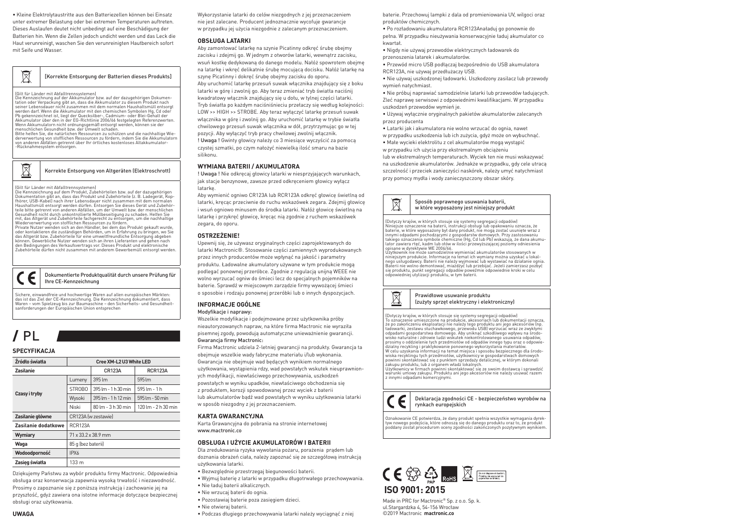• Kleine Elektrolytaustritte aus den Batteriezellen können bei Einsatz unter extremer Belastung oder bei extremen Temperaturen auftreten. Dieses Auslaufen deutet nicht unbedingt auf eine Beschädigung der Batterien hin. Wenn die Zellen jedoch undicht werden und das Leck die Haut verunreinigt, waschen Sie den verunreinigten Hautbereich sofort mit Seife und Wasser.

**[Korrekte Entsorgung der Batterien dieses Produkts]**

(Gilt für Länder mit Abfalltrennsystemen)
Die Kennzeichnung auf der Akkumulator bzw. auf der dazugehörigen Dokumentation oder Verpackung gibt an, dass die Akkumulator zu diesem Produkt nach seiner Lebensdauer nicht zusammen mit dem normalen Haushaltsmüll entsorgt werden darf. Wenn die Akkumulator mit den chemischen Symbolen Hg, Cd oder Pb gekennzeichnet ist, liegt der Quecksilber-, Cadmium- oder Blei-Gehalt der Akkumulator über den in der EG-Richtlinie 2006/66 festgelegten Referenzwerten. Wenn Akkumulatorn nicht ordnungsgemäß entsorgt werden, können sie der menschlichen Gesundheit bzw. der Umwelt schaden.
Bitte helfen Sie, die natürlichen Ressourcen zu schützen und die nachhaltige Wiederverwertung von stofflichen Ressourcen zu fördern, indem Sie die Akkumulatorn von anderen Abfällen getrennt über Ihr örtliches kostenloses Altakkumulator--Rücknahmesystem entsorgen.

**Korrekte Entsorgung von Altgeräten (Elektroschrott)**

(Gilt für Länder mit Abfalltrennsystemen)
Die Kennzeichnung auf dem Produkt, Zubehörteilen bzw. auf der dazugehörigen Dokumentation gibt an, dass das Produkt und Zubehörteile (z. B. Ladegerät, Kopfhörer, USB-Kabel) nach ihrer Lebensdauer nicht zusammen mit dem normalen Haushaltsmüll entsorgt werden dürfen. Entsorgen Sie dieses Gerät und Zubehörteile bitte getrennt von anderen Abfällen, um der Umwelt bzw. der menschlichen Gesundheit nicht durch unkontrollierte Müllbeseitigung zu schaden. Helfen Sie mit, das Altgerät und Zubehörteile fachgerecht zu entsorgen, um die nachhaltige Wiederverwertung von stofflichen Ressourcen zu fördern.
Private Nutzer wenden sich an den Händler, bei dem das Produkt gekauft wurde, oder kontaktieren die zuständigen Behörden, um in Erfahrung zu bringen, wo Sie das Altgerät bzw. Zubehörteile für eine umweltfreundliche Entsorgung abgeben können. Gewerbliche Nutzer wenden sich an ihren Lieferanten und gehen nach den Bedingungen des Verkaufsvertrags vor. Dieses Produkt und elektronische Zubehörteile dürfen nicht zusammen mit anderem Gewerbemüll entsorgt werden.

**Dokumentierte Produktqualität durch unsere Prüfung für Ihre CE-Kennzeichnung**

Sichere, einwandfreie und hochwertige Waren auf allen europäischen Märkten: das ist das Ziel der CE-Kennzeichnung. Die Kennzeichnung dokumentiert, dass Waren – vom Spielzeug bis zur Baumaschine – den Sicherheits- und Gesundheitsanforderungen der Europäischen Union entsprechen

# / PL

## SPECYFIKACJA

| Źródło światła | Cree XM-L2 U3 White LED | | |
|---|---|---|---|
| Zasilanie | | CR123A | RCR123A |
| Czasy i tryby | Lumeny | 395 lm | 595 lm |
| | STROBO | 395 lm - 1 h 30 min | 595 lm - 1 h |
| | Wysoki | 395 lm - 1 h 12 min | 595 lm - 50 min |
| | Niski | 80 lm - 3 h 30 min | 120 lm - 2 h 30 min |
| Zasilanie główne | CR123A (w zestawie) | | |
| Zasilanie dodatkowe | RCR123A | | |
| Wymiary | 71 x 33.2 x 38.9 mm | | |
| Waga | 85 g (bez baterii) | | |
| Wodoodporność | IPX6 | | |
| Zasięg światła | 133 m | | |

Dziękujemy Państwu za wybór produktu firmy Mactronic. Odpowiednia obsługa oraz konserwacja zapewnia wysoką trwałość i niezawodność. Prosimy o zapoznanie się z poniższą instrukcją i zachowanie jej na przyszłość, gdyż zawiera ona istotne informacje dotyczące bezpiecznej obsługi oraz użytkowania.

## UWAGA

Wykorzystanie latarki do celów niezgodnych z jej przeznaczeniem nie jest zalecane. Producent jednoznacznie wycofuje gwarancje w przypadku jej użycia niezgodnie z zalecanym przeznaczeniem.

## OBSŁUGA LATARKI

Aby zamontować latarkę na szynie Picatinny odkręć śrubę obejmy zacisku i zdejmij go. W jednym z otworów latarki, wewnątrz zacisku, wsuń kostkę dedykowaną do danego modelu. Nałóż spowrotem obejmę na latarkę i wkręć delikatnie śrubę mocującą docisku. Nałóż latarkę na szynę Picatinny i dokręć śrubę obejmy zacisku do oporu.
Aby uruchomić latarkę przesuń suwak włącznika znajdujący się z boku latarki w górę i zwolnij go. Aby teraz zmieniać tryb światła naciśnij kwadratowy włącznik znajdujący się u dołu, w tylnej części latarki. Tryb światła po każdym naciśnieciu przełączy się według kolejności: LOW >> HIGH >> STROBE. Aby teraz wyłączyć latarkę przesuń suwak włącznika w górę i zwolnij go. Aby uruchomić latarkę w trybie światła chwilowego przesuń suwak włącznika w dół, przytrzymując go w tej pozycji. Aby wyłączyć tryb pracy chwilowej zwolnij włącznik.
**! Uwaga !** Gwinty głowicy należy co 3 miesiące wyczyścić za pomocą czystej szmatki, po czym nałożyć niewielką ilość smaru na bazie silikonu.

## WYMIANA BATERII / AKUMULATORA

**! Uwaga !** Nie odkręcaj głowicy latarki w niesprzyjających warunkach, jak stacje benzynowe, zawsze przed odkręceniem głowicy wyłącz latarkę.
Aby wymienić ogniwo CR123A lub RCR123A odkręć głowicę świetlną od latarki, kręcąc przeciwnie do ruchu wskazówek zegara. Zdejmij głowicę i wsuń ogniwo minusem do środka latarki. Nałóż głowicę świetlną na latarkę i przykręć głowicę, kręcąc nią zgodnie z ruchem wskazówek zegara, do oporu.

## OSTRZEŻENIE!

Upewnij się, że używasz oryginalnych części zaprojektowanych do latarki Mactronic®. Stosowanie części zamiennych wyprodukowanych przez innych producentów może wpłynąć na jakość i parametry produktu. Ładowalne akumulatory używane w tym produkcie mogą podlegać ponownej przeróbce. Zgodnie z regulacją unijną WEEE nie wolno wyrzucać ogniw do śmieci lecz do specjalnych pojemników na baterie. Sprawdź w miejscowym zarządzie firmy wywożącej śmieci o sposobie i rodzaju ponownej przeróbki lub o innych dyspozycjach.

## INFORMACJE OGÓLNE

**Modyfikacje i naprawy:**
Wszelkie modyfikacje i podejmowane przez użytkownika próby nieautoryzowanych napraw, na które firma Mactronic nie wyraziła pisemnej zgody, powodują automatyczne unieważnienie gwarancji.
**Gwarancja firmy Mactronic:**
Firma Mactronic udziela 2-letniej gwarancji na produkty. Gwarancja ta obejmuje wszelkie wady fabryczne materiału i/lub wykonania. Gwarancja nie obejmuje wad będących wynikiem normalnego użytkowania, wystąpienia rdzy, wad powstałych wskutek nieuprawnionych modyfikacji, niewłaściwego przechowywania, uszkodzeń powstałych w wyniku upadków, niewłaściwego obchodzenia się z produktem, korozji spowodowanej przez wyciek z baterii lub akumulatorów bądź wad powstałych w wyniku użytkowania latarki w sposób niezgodny z jej przeznaczeniem.

## KARTA GWARANCYJNA

Karta Grawancyjna do pobrania na stronie internetowej
www.mactronic.co

## OBSŁUGA I UŻYCIE AKUMULATORÓW I BATERII

Dla zredukowania ryzyka wywołania pożaru, porażenia prądem lub doznania obrażeń ciała, należy zapoznać się ze szczegółową instrukcją użytkowania latarki.

- Bezwzględnie przestrzegaj biegunowości baterii.
- Wyjmuj baterię z latarki w przypadku długotrwałego przechowywania.
- Nie ładuj baterii alkalicznych.
- Nie wrzucaj baterii do ognia.
- Pozostawiaj baterie poza zasięgiem dzieci.
- Nie otwieraj baterii.
- Podczas długiego przechowywania latarki należy wyciągnąć z niej baterie. Przechowuj lampki z dala od promieniowania UV, wilgoci oraz produktów chemicznych.
- Po rozładowaniu akumulatora RCR123Anaładuj go ponownie do pełna. W przypadku nieużywania konserwacyjnie ładuj akumulator co kwartał.
- Nigdy nie używaj przewodów elektrycznych ładowarek do przenoszenia latarek i akumulatorów.
- Przewód micro USB podłączaj bezpośrednio do USB akumulatora RCR123A, nie używaj przedłużaczy USB.
- Nie używaj uszkodzonej ładowarki. Uszkodzony zasilacz lub przewody wymień natychmiast.
- Nie próbuj naprawiać samodzielnie latarki lub przewodów ładujących. Zleć naprawę serwisowi z odpowiednimi kwalifikacjami. W przypadku uszkodzeń przewodów wymień je.
- Używaj wyłącznie oryginalnych pakietów akumulatorów zalecanych przez producenta
- Latarki jak i akumulatora nie wolno wrzucać do ognia, nawet w przypadku uszkodzenia lub ich zużycia, gdyż może on wybuchnąć.
- Małe wycieki elektrolitu z cel akumulatorów mogą wystąpić w przypadku ich użycia przy ekstremalnym obciążeniu lub w ekstremalnych temperaturach. Wyciek ten nie musi wskazywać na uszkodzenie akumulatorów. Jednakże w przypadku, gdy cele utracą szczelność i przeciek zanieczyści naskórek, należy umyć natychmiast przy pomocy mydła i wody zanieczyszczony obszar skóry.

**Sposób poprawnego usuwania baterii, w które wyposażony jest niniejszy produkt**

(Dotyczy krajów, w których stosuje się systemy segregacji odpadów)
Niniejsze oznaczenie na baterii, instrukcji obsługi lub opakowaniu oznacza, że baterie, w które wyposażony był dany produkt, nie mogą zostać usunięte wraz z innymi odpadami pochodzącymi z gospodarstw domowych. Przy zastosowaniu takiego oznaczenia symbole chemiczne (Hg, Cd lub Pb) wskazują, że dana akumulator zawiera rtęć, kadm lub ołów w ilości przewyższającej poziomy odniesienia opisane w dyrektywie WE 2006/66.
Użytkownik nie może samodzielnie wymieniać akumulatorów stosowanych w niniejszym produkcie. Informacje na temat ich wymiany można uzyskać u lokalnego usługodawcy. Baterii nie należy wyjmować lub wystawiać na działanie ognia. Baterii nie wolno demontować, miażdżyć lub przebijać. Jeżeli zamierzasz pozbyć się produktu, punkt segregacji odpadów poweźmie odpowiednie kroki w celu odpowiedniej utylizacji produktu, w tym baterii.

**Prawidłowe usuwanie produktu (zużyty sprzęt elektryczny i elektroniczny)**

(Dotyczy krajów, w których stosuje się systemy segregacji odpadów)
To oznaczenie umieszczone na produkcie, akcesoriach lub dokumentacji oznacza, że po zakończeniu eksploatacji nie należy tego produktu ani jego akcesoriów (np. ładowarki, zestawu słuchawkowego, przewodu USB) wyrzucać wraz z zwykłymi odpadami gospodarstwa domowego. Aby uniknąć szkodliwego wpływu na środowisko naturalne i zdrowie ludzi wskutek niekontrolowanego usuwania odpadów, prosimy o oddzielenie tych przedmiotów od odpadów innego typu oraz o odpowiedzialny recykling i praktykowanie ponownego wykorzystania materiałów.
W celu uzyskania informacji na temat miejsca i sposobu bezpiecznego dla środowiska recyklingu tych przedmiotów, użytkownicy w gospodarstwach domowych powinni skontaktować się z punktem sprzedaży detalicznej, w którym dokonali zakupu produktu, lub z organem władz lokalnych.
Użytkownicy w firmach powinni skontaktować się ze swoim dostawcą i sprawdzić warunki umowy zakupu. Produktu ani jego akcesoriów nie należy usuwać razem z innymi odpadami komercyjnymi.

**Deklaracja zgodności CE - bezpieczeństwo wyrobów na rynkach europejskich**

Oznakowanie CE potwierdza, że dany produkt spełnia wszystkie wymagania dyrektyw nowego podejścia, które odnoszą się do danego produktu oraz to, że produkt poddany został procedurom oceny zgodności zakończonych pozytywnym wynikiem.

20 PAP RoHS Do not dispose of dustbin. Prosimy nie wyrzucać do pojemników na śmieci.

**ISO 9001: 2015**

Made in PRC for Mactronic® Sp. z o.o. Sp. k.
ul.Stargardzka 4, 54-156 Wrocław
©2019 Mactronic **mactronic.co**